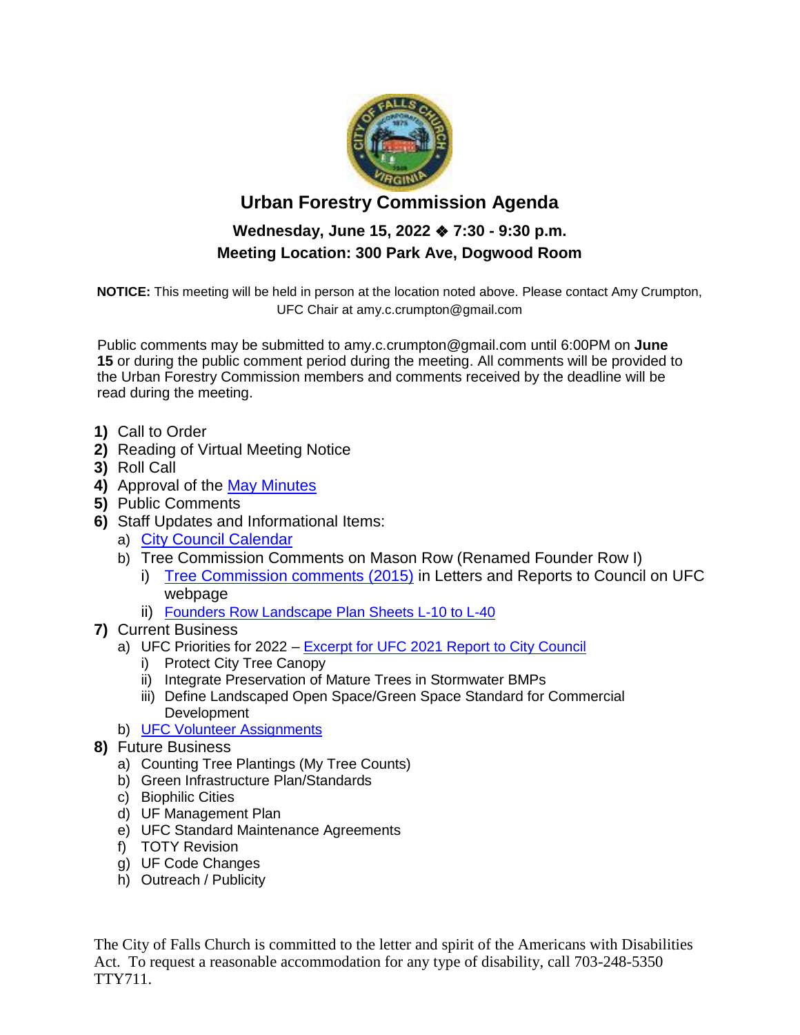# Urban Forestry Commission Agenda

### Wednesday, June 15, 2022 ❖ 7:30 - 9:30 p.m.
### Meeting Location: 300 Park Ave, Dogwood Room

**NOTICE:** This meeting will be held in person at the location noted above. Please contact Amy Crumpton, UFC Chair at amy.c.crumpton@gmail.com

Public comments may be submitted to amy.c.crumpton@gmail.com until 6:00PM on **June 15** or during the public comment period during the meeting. All comments will be provided to the Urban Forestry Commission members and comments received by the deadline will be read during the meeting.

**1)** Call to Order
**2)** Reading of Virtual Meeting Notice
**3)** Roll Call
**4)** Approval of the May Minutes
**5)** Public Comments
**6)** Staff Updates and Informational Items:
   a) City Council Calendar
   b) Tree Commission Comments on Mason Row (Renamed Founder Row I)
      i) Tree Commission comments (2015) in Letters and Reports to Council on UFC webpage
      ii) Founders Row Landscape Plan Sheets L-10 to L-40
**7)** Current Business
   a) UFC Priorities for 2022 – Excerpt for UFC 2021 Report to City Council
      i) Protect City Tree Canopy
      ii) Integrate Preservation of Mature Trees in Stormwater BMPs
      iii) Define Landscaped Open Space/Green Space Standard for Commercial Development
   b) UFC Volunteer Assignments
**8)** Future Business
   a) Counting Tree Plantings (My Tree Counts)
   b) Green Infrastructure Plan/Standards
   c) Biophilic Cities
   d) UF Management Plan
   e) UFC Standard Maintenance Agreements
   f) TOTY Revision
   g) UF Code Changes
   h) Outreach / Publicity

The City of Falls Church is committed to the letter and spirit of the Americans with Disabilities Act. To request a reasonable accommodation for any type of disability, call 703-248-5350 TTY711.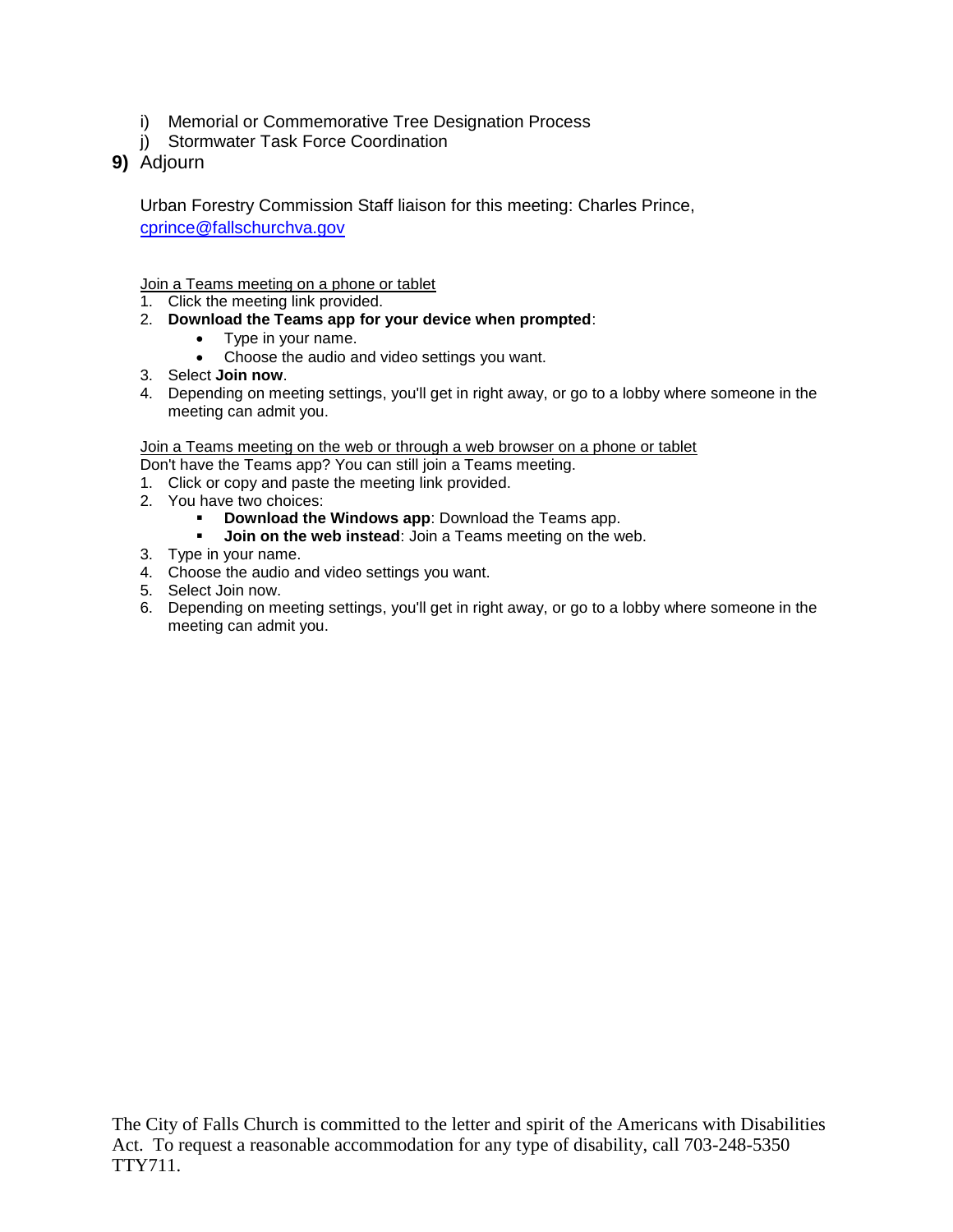i) Memorial or Commemorative Tree Designation Process
j) Stormwater Task Force Coordination

**9)** Adjourn

Urban Forestry Commission Staff liaison for this meeting: Charles Prince, cprince@fallschurchva.gov

Join a Teams meeting on a phone or tablet

1. Click the meeting link provided.
2. **Download the Teams app for your device when prompted**:
   - Type in your name.
   - Choose the audio and video settings you want.
3. Select **Join now**.
4. Depending on meeting settings, you'll get in right away, or go to a lobby where someone in the meeting can admit you.

Join a Teams meeting on the web or through a web browser on a phone or tablet

Don't have the Teams app? You can still join a Teams meeting.

1. Click or copy and paste the meeting link provided.
2. You have two choices:
   - **Download the Windows app**: Download the Teams app.
   - **Join on the web instead**: Join a Teams meeting on the web.
3. Type in your name.
4. Choose the audio and video settings you want.
5. Select Join now.
6. Depending on meeting settings, you'll get in right away, or go to a lobby where someone in the meeting can admit you.

The City of Falls Church is committed to the letter and spirit of the Americans with Disabilities Act. To request a reasonable accommodation for any type of disability, call 703-248-5350 TTY711.